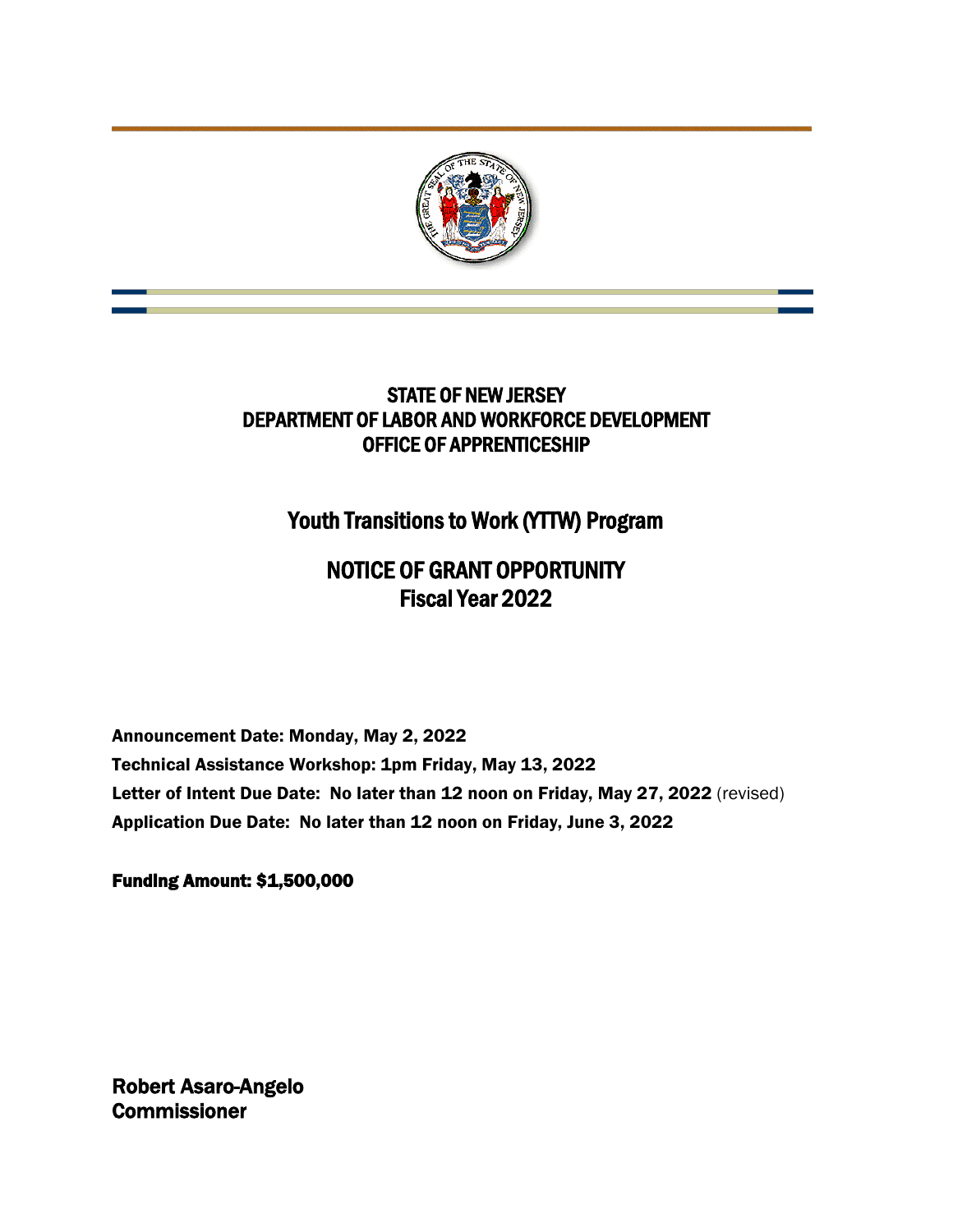# STATE OF NEW JERSEY
# DEPARTMENT OF LABOR AND WORKFORCE DEVELOPMENT
# OFFICE OF APPRENTICESHIP

## Youth Transitions to Work (YTTW) Program

## NOTICE OF GRANT OPPORTUNITY
## Fiscal Year 2022

**Announcement Date: Monday, May 2, 2022**

**Technical Assistance Workshop: 1pm Friday, May 13, 2022**

**Letter of Intent Due Date: No later than 12 noon on Friday, May 27, 2022** (revised)

**Application Due Date: No later than 12 noon on Friday, June 3, 2022**

**Funding Amount: $1,500,000**

**Robert Asaro-Angelo**
**Commissioner**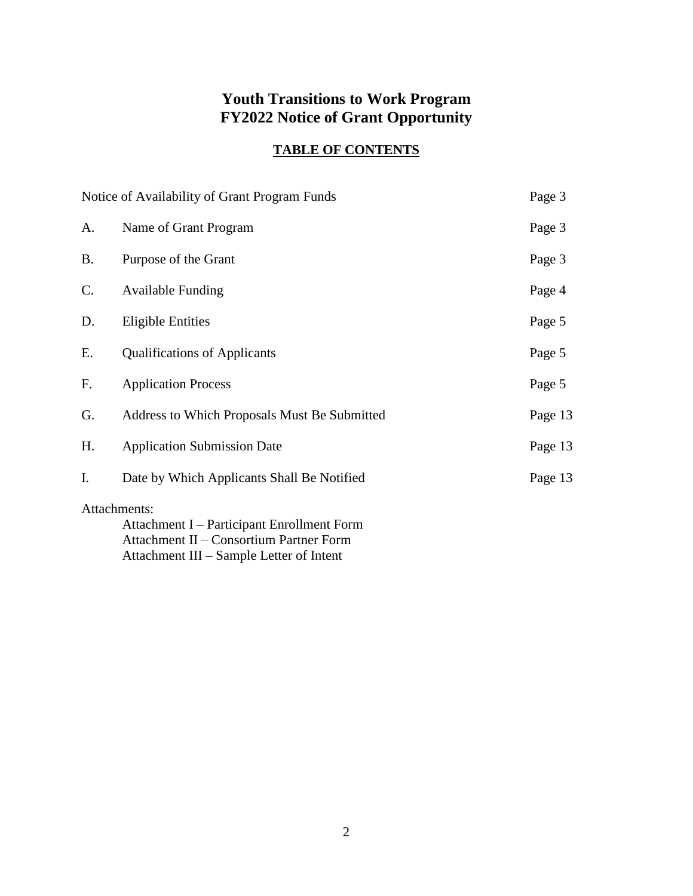# Youth Transitions to Work Program
# FY2022 Notice of Grant Opportunity

## TABLE OF CONTENTS

| | | |
|---|---|---|
| Notice of Availability of Grant Program Funds | | Page 3 |
| A. | Name of Grant Program | Page 3 |
| B. | Purpose of the Grant | Page 3 |
| C. | Available Funding | Page 4 |
| D. | Eligible Entities | Page 5 |
| E. | Qualifications of Applicants | Page 5 |
| F. | Application Process | Page 5 |
| G. | Address to Which Proposals Must Be Submitted | Page 13 |
| H. | Application Submission Date | Page 13 |
| I. | Date by Which Applicants Shall Be Notified | Page 13 |

Attachments:

- Attachment I – Participant Enrollment Form
- Attachment II – Consortium Partner Form
- Attachment III – Sample Letter of Intent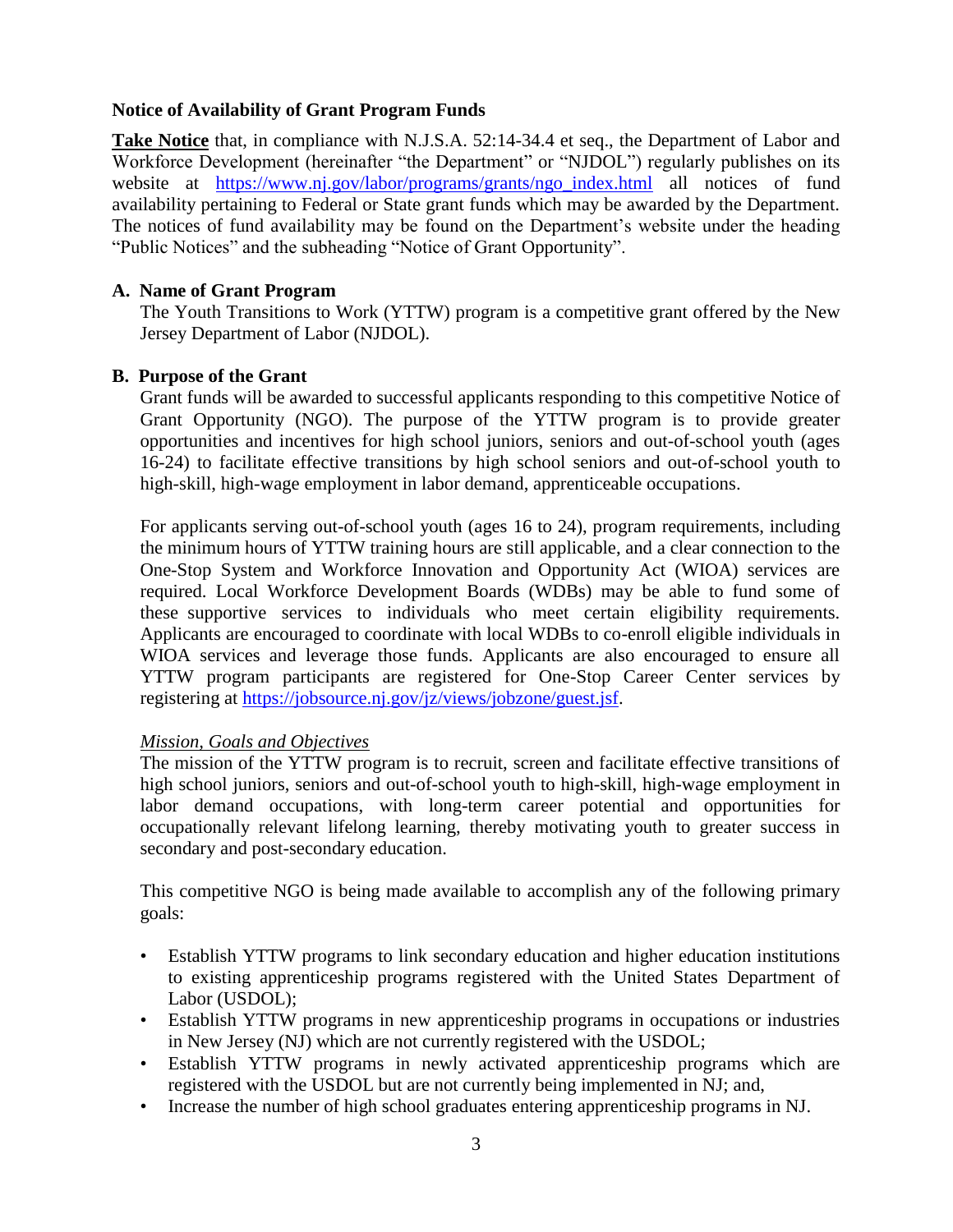### Notice of Availability of Grant Program Funds

**Take Notice** that, in compliance with N.J.S.A. 52:14-34.4 et seq., the Department of Labor and Workforce Development (hereinafter "the Department" or "NJDOL") regularly publishes on its website at https://www.nj.gov/labor/programs/grants/ngo_index.html all notices of fund availability pertaining to Federal or State grant funds which may be awarded by the Department. The notices of fund availability may be found on the Department's website under the heading "Public Notices" and the subheading "Notice of Grant Opportunity".

### A. Name of Grant Program

The Youth Transitions to Work (YTTW) program is a competitive grant offered by the New Jersey Department of Labor (NJDOL).

### B. Purpose of the Grant

Grant funds will be awarded to successful applicants responding to this competitive Notice of Grant Opportunity (NGO). The purpose of the YTTW program is to provide greater opportunities and incentives for high school juniors, seniors and out-of-school youth (ages 16-24) to facilitate effective transitions by high school seniors and out-of-school youth to high-skill, high-wage employment in labor demand, apprenticeable occupations.

For applicants serving out-of-school youth (ages 16 to 24), program requirements, including the minimum hours of YTTW training hours are still applicable, and a clear connection to the One-Stop System and Workforce Innovation and Opportunity Act (WIOA) services are required. Local Workforce Development Boards (WDBs) may be able to fund some of these supportive services to individuals who meet certain eligibility requirements. Applicants are encouraged to coordinate with local WDBs to co-enroll eligible individuals in WIOA services and leverage those funds. Applicants are also encouraged to ensure all YTTW program participants are registered for One-Stop Career Center services by registering at https://jobsource.nj.gov/jz/views/jobzone/guest.jsf.

*Mission, Goals and Objectives*

The mission of the YTTW program is to recruit, screen and facilitate effective transitions of high school juniors, seniors and out-of-school youth to high-skill, high-wage employment in labor demand occupations, with long-term career potential and opportunities for occupationally relevant lifelong learning, thereby motivating youth to greater success in secondary and post-secondary education.

This competitive NGO is being made available to accomplish any of the following primary goals:

- Establish YTTW programs to link secondary education and higher education institutions to existing apprenticeship programs registered with the United States Department of Labor (USDOL);
- Establish YTTW programs in new apprenticeship programs in occupations or industries in New Jersey (NJ) which are not currently registered with the USDOL;
- Establish YTTW programs in newly activated apprenticeship programs which are registered with the USDOL but are not currently being implemented in NJ; and,
- Increase the number of high school graduates entering apprenticeship programs in NJ.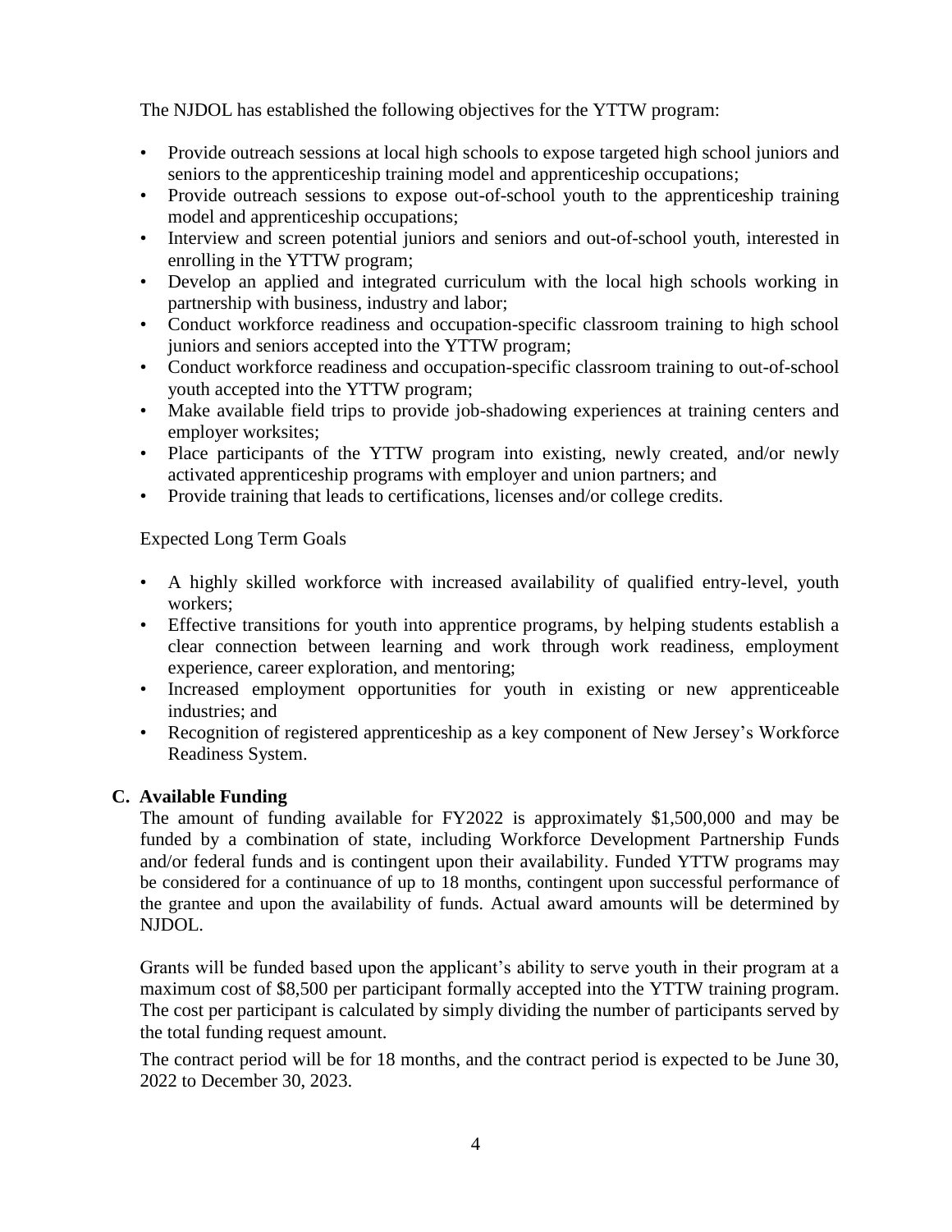The NJDOL has established the following objectives for the YTTW program:

- Provide outreach sessions at local high schools to expose targeted high school juniors and seniors to the apprenticeship training model and apprenticeship occupations;
- Provide outreach sessions to expose out-of-school youth to the apprenticeship training model and apprenticeship occupations;
- Interview and screen potential juniors and seniors and out-of-school youth, interested in enrolling in the YTTW program;
- Develop an applied and integrated curriculum with the local high schools working in partnership with business, industry and labor;
- Conduct workforce readiness and occupation-specific classroom training to high school juniors and seniors accepted into the YTTW program;
- Conduct workforce readiness and occupation-specific classroom training to out-of-school youth accepted into the YTTW program;
- Make available field trips to provide job-shadowing experiences at training centers and employer worksites;
- Place participants of the YTTW program into existing, newly created, and/or newly activated apprenticeship programs with employer and union partners; and
- Provide training that leads to certifications, licenses and/or college credits.

Expected Long Term Goals

- A highly skilled workforce with increased availability of qualified entry-level, youth workers;
- Effective transitions for youth into apprentice programs, by helping students establish a clear connection between learning and work through work readiness, employment experience, career exploration, and mentoring;
- Increased employment opportunities for youth in existing or new apprenticeable industries; and
- Recognition of registered apprenticeship as a key component of New Jersey's Workforce Readiness System.

## C. Available Funding

The amount of funding available for FY2022 is approximately $1,500,000 and may be funded by a combination of state, including Workforce Development Partnership Funds and/or federal funds and is contingent upon their availability. Funded YTTW programs may be considered for a continuance of up to 18 months, contingent upon successful performance of the grantee and upon the availability of funds. Actual award amounts will be determined by NJDOL.

Grants will be funded based upon the applicant's ability to serve youth in their program at a maximum cost of $8,500 per participant formally accepted into the YTTW training program. The cost per participant is calculated by simply dividing the number of participants served by the total funding request amount.

The contract period will be for 18 months, and the contract period is expected to be June 30, 2022 to December 30, 2023.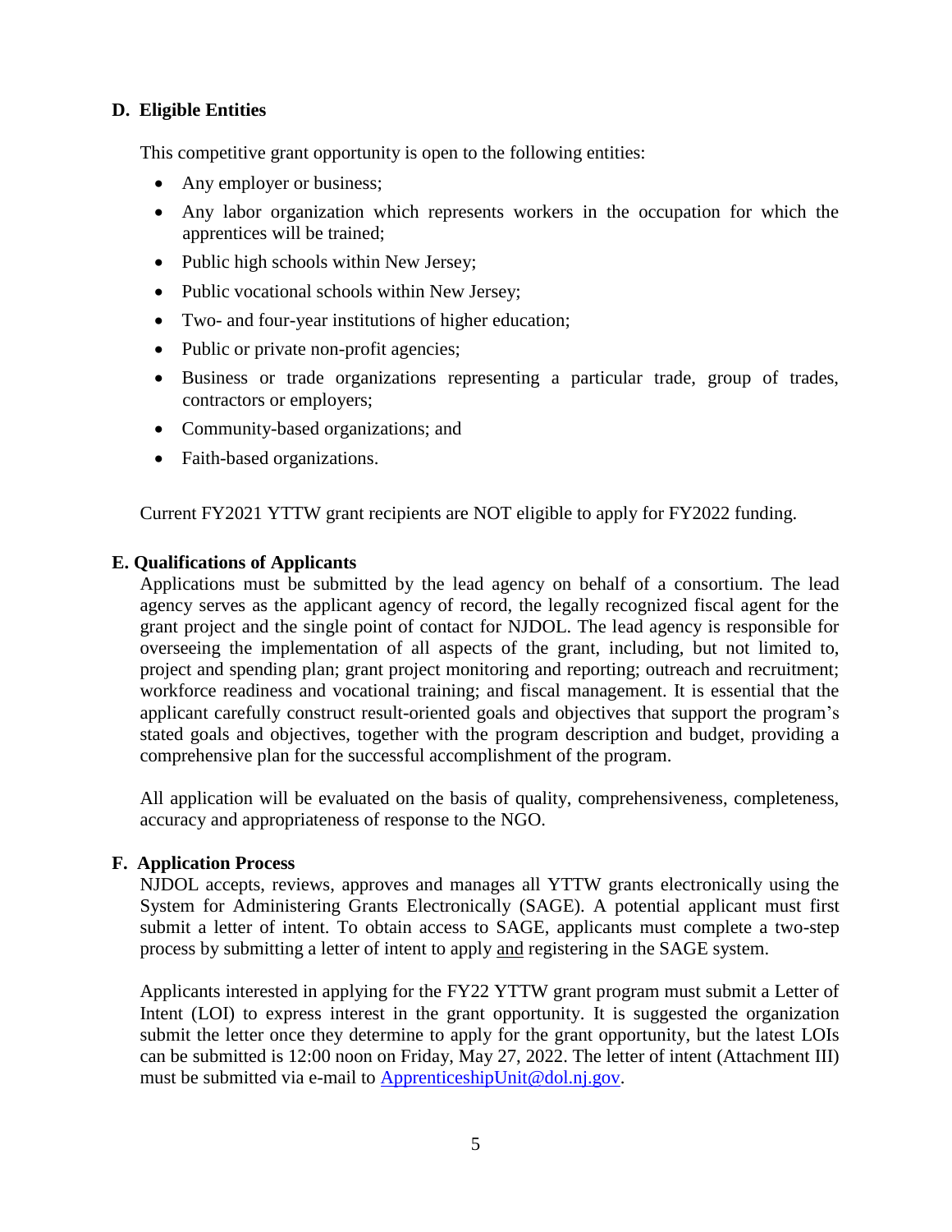### D. Eligible Entities

This competitive grant opportunity is open to the following entities:

- Any employer or business;
- Any labor organization which represents workers in the occupation for which the apprentices will be trained;
- Public high schools within New Jersey;
- Public vocational schools within New Jersey;
- Two- and four-year institutions of higher education;
- Public or private non-profit agencies;
- Business or trade organizations representing a particular trade, group of trades, contractors or employers;
- Community-based organizations; and
- Faith-based organizations.

Current FY2021 YTTW grant recipients are NOT eligible to apply for FY2022 funding.

### E. Qualifications of Applicants

Applications must be submitted by the lead agency on behalf of a consortium. The lead agency serves as the applicant agency of record, the legally recognized fiscal agent for the grant project and the single point of contact for NJDOL. The lead agency is responsible for overseeing the implementation of all aspects of the grant, including, but not limited to, project and spending plan; grant project monitoring and reporting; outreach and recruitment; workforce readiness and vocational training; and fiscal management. It is essential that the applicant carefully construct result-oriented goals and objectives that support the program's stated goals and objectives, together with the program description and budget, providing a comprehensive plan for the successful accomplishment of the program.

All application will be evaluated on the basis of quality, comprehensiveness, completeness, accuracy and appropriateness of response to the NGO.

### F. Application Process

NJDOL accepts, reviews, approves and manages all YTTW grants electronically using the System for Administering Grants Electronically (SAGE). A potential applicant must first submit a letter of intent. To obtain access to SAGE, applicants must complete a two-step process by submitting a letter of intent to apply and registering in the SAGE system.

Applicants interested in applying for the FY22 YTTW grant program must submit a Letter of Intent (LOI) to express interest in the grant opportunity. It is suggested the organization submit the letter once they determine to apply for the grant opportunity, but the latest LOIs can be submitted is 12:00 noon on Friday, May 27, 2022. The letter of intent (Attachment III) must be submitted via e-mail to ApprenticeshipUnit@dol.nj.gov.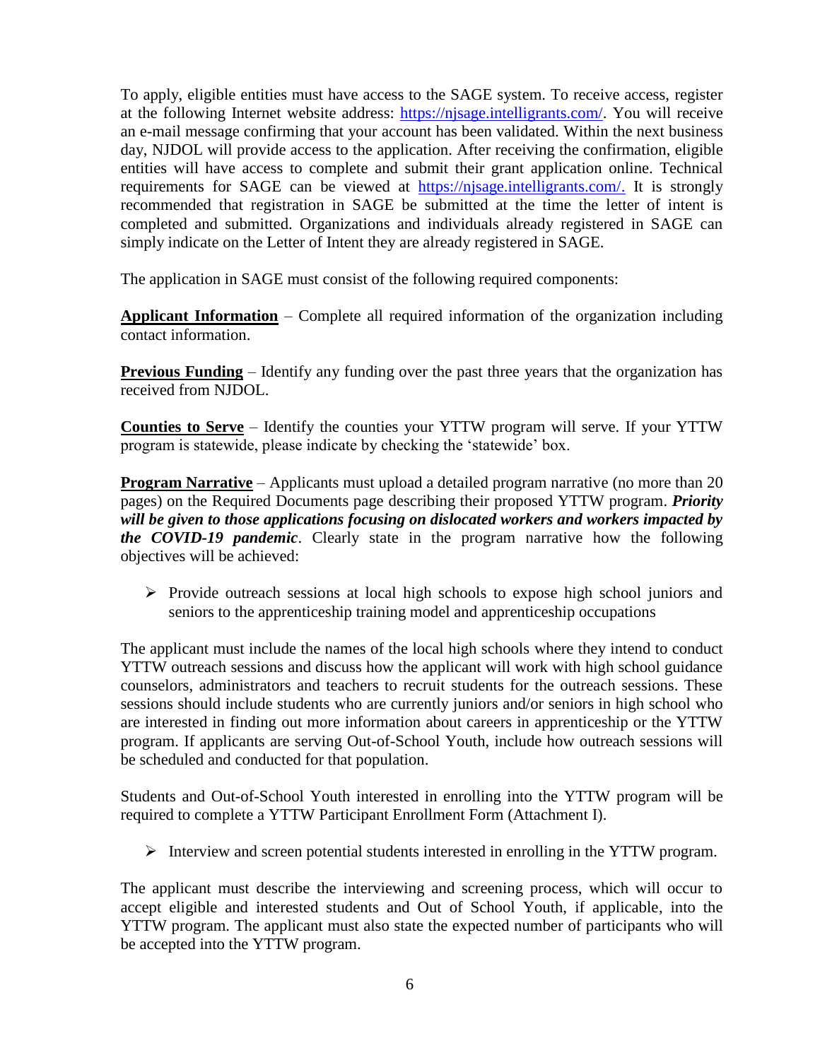To apply, eligible entities must have access to the SAGE system. To receive access, register at the following Internet website address: https://njsage.intelligrants.com/. You will receive an e-mail message confirming that your account has been validated. Within the next business day, NJDOL will provide access to the application. After receiving the confirmation, eligible entities will have access to complete and submit their grant application online. Technical requirements for SAGE can be viewed at https://njsage.intelligrants.com/. It is strongly recommended that registration in SAGE be submitted at the time the letter of intent is completed and submitted. Organizations and individuals already registered in SAGE can simply indicate on the Letter of Intent they are already registered in SAGE.

The application in SAGE must consist of the following required components:

**Applicant Information** – Complete all required information of the organization including contact information.

**Previous Funding** – Identify any funding over the past three years that the organization has received from NJDOL.

**Counties to Serve** – Identify the counties your YTTW program will serve. If your YTTW program is statewide, please indicate by checking the 'statewide' box.

**Program Narrative** – Applicants must upload a detailed program narrative (no more than 20 pages) on the Required Documents page describing their proposed YTTW program. ***Priority will be given to those applications focusing on dislocated workers and workers impacted by the COVID-19 pandemic***. Clearly state in the program narrative how the following objectives will be achieved:

- Provide outreach sessions at local high schools to expose high school juniors and seniors to the apprenticeship training model and apprenticeship occupations

The applicant must include the names of the local high schools where they intend to conduct YTTW outreach sessions and discuss how the applicant will work with high school guidance counselors, administrators and teachers to recruit students for the outreach sessions. These sessions should include students who are currently juniors and/or seniors in high school who are interested in finding out more information about careers in apprenticeship or the YTTW program. If applicants are serving Out-of-School Youth, include how outreach sessions will be scheduled and conducted for that population.

Students and Out-of-School Youth interested in enrolling into the YTTW program will be required to complete a YTTW Participant Enrollment Form (Attachment I).

- Interview and screen potential students interested in enrolling in the YTTW program.

The applicant must describe the interviewing and screening process, which will occur to accept eligible and interested students and Out of School Youth, if applicable, into the YTTW program. The applicant must also state the expected number of participants who will be accepted into the YTTW program.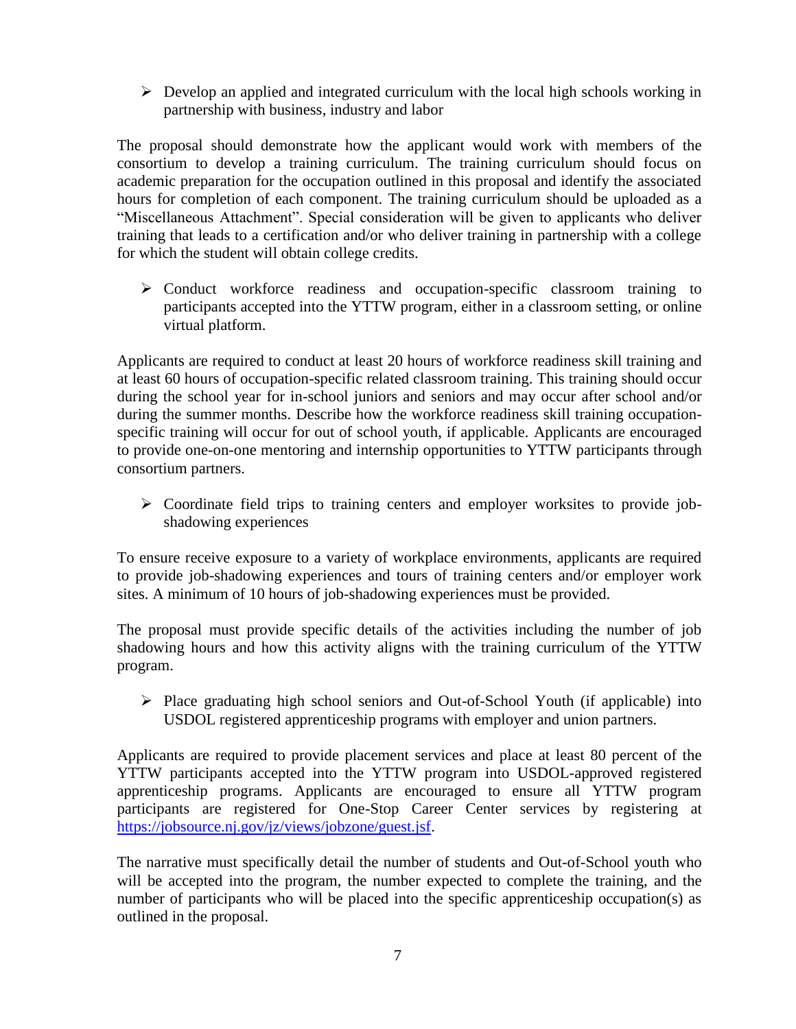- Develop an applied and integrated curriculum with the local high schools working in partnership with business, industry and labor

The proposal should demonstrate how the applicant would work with members of the consortium to develop a training curriculum. The training curriculum should focus on academic preparation for the occupation outlined in this proposal and identify the associated hours for completion of each component. The training curriculum should be uploaded as a "Miscellaneous Attachment". Special consideration will be given to applicants who deliver training that leads to a certification and/or who deliver training in partnership with a college for which the student will obtain college credits.

- Conduct workforce readiness and occupation-specific classroom training to participants accepted into the YTTW program, either in a classroom setting, or online virtual platform.

Applicants are required to conduct at least 20 hours of workforce readiness skill training and at least 60 hours of occupation-specific related classroom training. This training should occur during the school year for in-school juniors and seniors and may occur after school and/or during the summer months. Describe how the workforce readiness skill training occupation-specific training will occur for out of school youth, if applicable. Applicants are encouraged to provide one-on-one mentoring and internship opportunities to YTTW participants through consortium partners.

- Coordinate field trips to training centers and employer worksites to provide job-shadowing experiences

To ensure receive exposure to a variety of workplace environments, applicants are required to provide job-shadowing experiences and tours of training centers and/or employer work sites. A minimum of 10 hours of job-shadowing experiences must be provided.

The proposal must provide specific details of the activities including the number of job shadowing hours and how this activity aligns with the training curriculum of the YTTW program.

- Place graduating high school seniors and Out-of-School Youth (if applicable) into USDOL registered apprenticeship programs with employer and union partners.

Applicants are required to provide placement services and place at least 80 percent of the YTTW participants accepted into the YTTW program into USDOL-approved registered apprenticeship programs. Applicants are encouraged to ensure all YTTW program participants are registered for One-Stop Career Center services by registering at https://jobsource.nj.gov/jz/views/jobzone/guest.jsf.

The narrative must specifically detail the number of students and Out-of-School youth who will be accepted into the program, the number expected to complete the training, and the number of participants who will be placed into the specific apprenticeship occupation(s) as outlined in the proposal.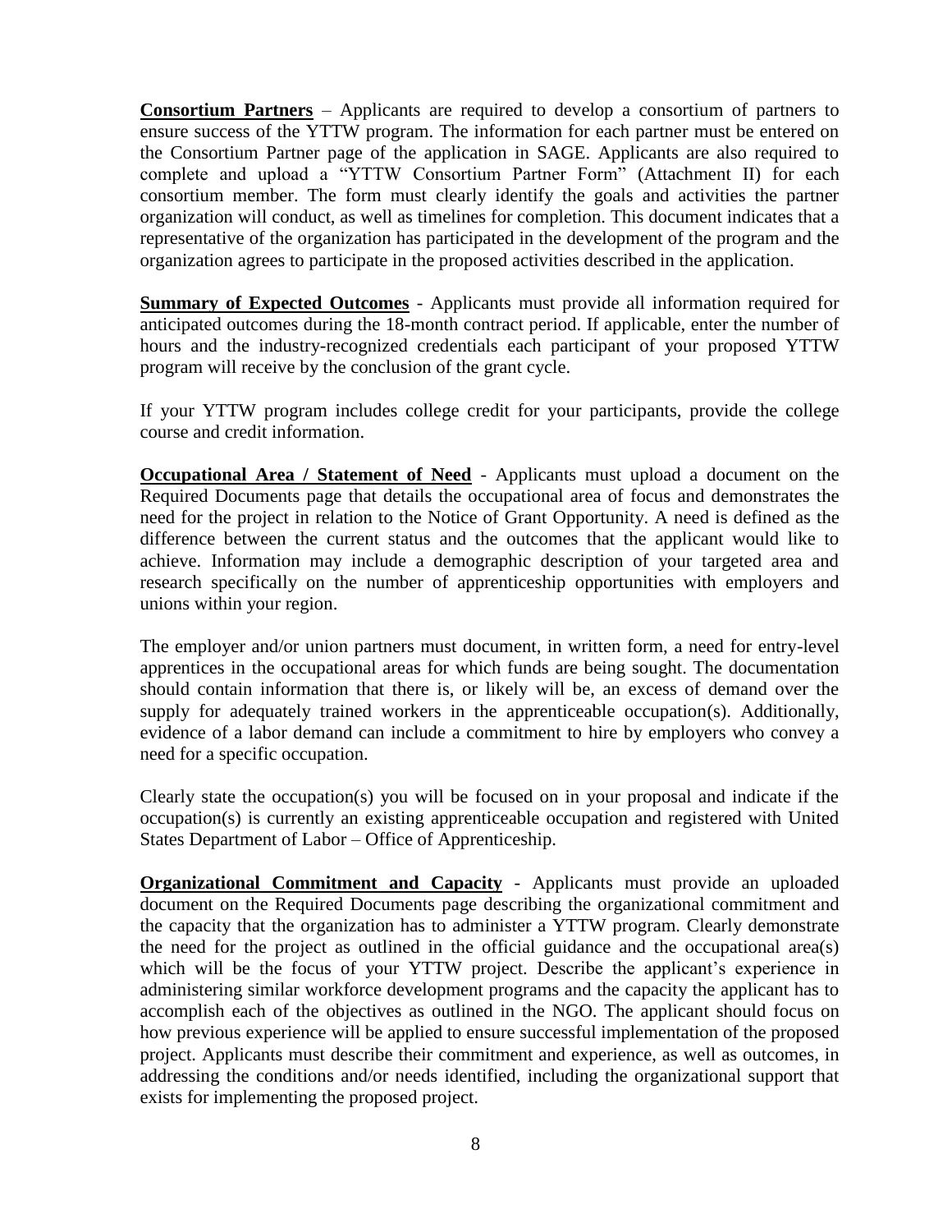**Consortium Partners** – Applicants are required to develop a consortium of partners to ensure success of the YTTW program. The information for each partner must be entered on the Consortium Partner page of the application in SAGE. Applicants are also required to complete and upload a "YTTW Consortium Partner Form" (Attachment II) for each consortium member. The form must clearly identify the goals and activities the partner organization will conduct, as well as timelines for completion. This document indicates that a representative of the organization has participated in the development of the program and the organization agrees to participate in the proposed activities described in the application.

**Summary of Expected Outcomes** - Applicants must provide all information required for anticipated outcomes during the 18-month contract period. If applicable, enter the number of hours and the industry-recognized credentials each participant of your proposed YTTW program will receive by the conclusion of the grant cycle.

If your YTTW program includes college credit for your participants, provide the college course and credit information.

**Occupational Area / Statement of Need** - Applicants must upload a document on the Required Documents page that details the occupational area of focus and demonstrates the need for the project in relation to the Notice of Grant Opportunity. A need is defined as the difference between the current status and the outcomes that the applicant would like to achieve. Information may include a demographic description of your targeted area and research specifically on the number of apprenticeship opportunities with employers and unions within your region.

The employer and/or union partners must document, in written form, a need for entry-level apprentices in the occupational areas for which funds are being sought. The documentation should contain information that there is, or likely will be, an excess of demand over the supply for adequately trained workers in the apprenticeable occupation(s). Additionally, evidence of a labor demand can include a commitment to hire by employers who convey a need for a specific occupation.

Clearly state the occupation(s) you will be focused on in your proposal and indicate if the occupation(s) is currently an existing apprenticeable occupation and registered with United States Department of Labor – Office of Apprenticeship.

**Organizational Commitment and Capacity** - Applicants must provide an uploaded document on the Required Documents page describing the organizational commitment and the capacity that the organization has to administer a YTTW program. Clearly demonstrate the need for the project as outlined in the official guidance and the occupational area(s) which will be the focus of your YTTW project. Describe the applicant's experience in administering similar workforce development programs and the capacity the applicant has to accomplish each of the objectives as outlined in the NGO. The applicant should focus on how previous experience will be applied to ensure successful implementation of the proposed project. Applicants must describe their commitment and experience, as well as outcomes, in addressing the conditions and/or needs identified, including the organizational support that exists for implementing the proposed project.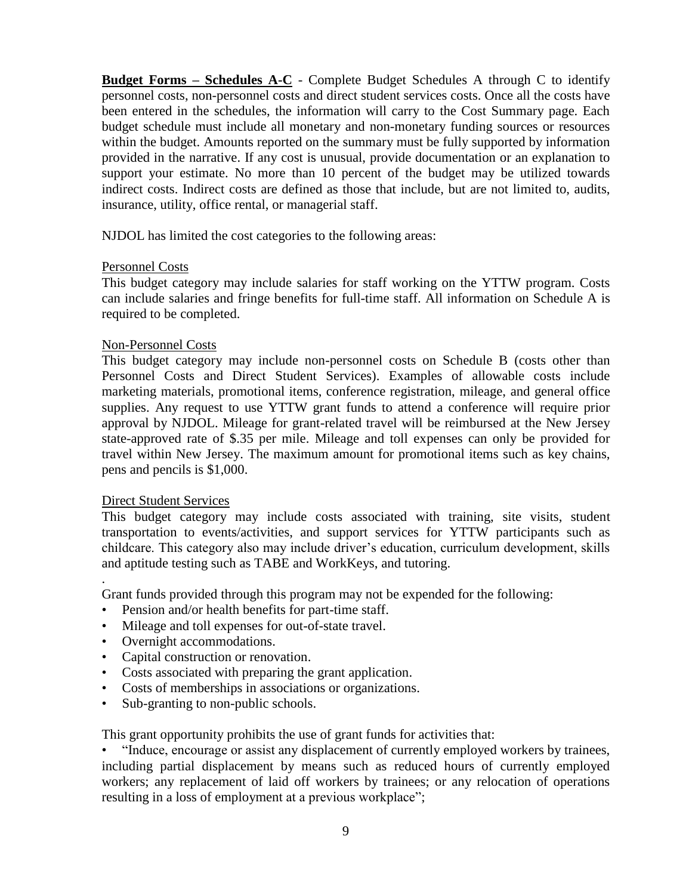**<u>Budget Forms – Schedules A-C</u>** - Complete Budget Schedules A through C to identify personnel costs, non-personnel costs and direct student services costs. Once all the costs have been entered in the schedules, the information will carry to the Cost Summary page. Each budget schedule must include all monetary and non-monetary funding sources or resources within the budget. Amounts reported on the summary must be fully supported by information provided in the narrative. If any cost is unusual, provide documentation or an explanation to support your estimate. No more than 10 percent of the budget may be utilized towards indirect costs. Indirect costs are defined as those that include, but are not limited to, audits, insurance, utility, office rental, or managerial staff.

NJDOL has limited the cost categories to the following areas:

<u>Personnel Costs</u>
This budget category may include salaries for staff working on the YTTW program. Costs can include salaries and fringe benefits for full-time staff. All information on Schedule A is required to be completed.

<u>Non-Personnel Costs</u>
This budget category may include non-personnel costs on Schedule B (costs other than Personnel Costs and Direct Student Services). Examples of allowable costs include marketing materials, promotional items, conference registration, mileage, and general office supplies. Any request to use YTTW grant funds to attend a conference will require prior approval by NJDOL. Mileage for grant-related travel will be reimbursed at the New Jersey state-approved rate of $.35 per mile. Mileage and toll expenses can only be provided for travel within New Jersey. The maximum amount for promotional items such as key chains, pens and pencils is $1,000.

<u>Direct Student Services</u>
This budget category may include costs associated with training, site visits, student transportation to events/activities, and support services for YTTW participants such as childcare. This category also may include driver's education, curriculum development, skills and aptitude testing such as TABE and WorkKeys, and tutoring.

.
Grant funds provided through this program may not be expended for the following:

- Pension and/or health benefits for part-time staff.
- Mileage and toll expenses for out-of-state travel.
- Overnight accommodations.
- Capital construction or renovation.
- Costs associated with preparing the grant application.
- Costs of memberships in associations or organizations.
- Sub-granting to non-public schools.

This grant opportunity prohibits the use of grant funds for activities that:

- "Induce, encourage or assist any displacement of currently employed workers by trainees, including partial displacement by means such as reduced hours of currently employed workers; any replacement of laid off workers by trainees; or any relocation of operations resulting in a loss of employment at a previous workplace";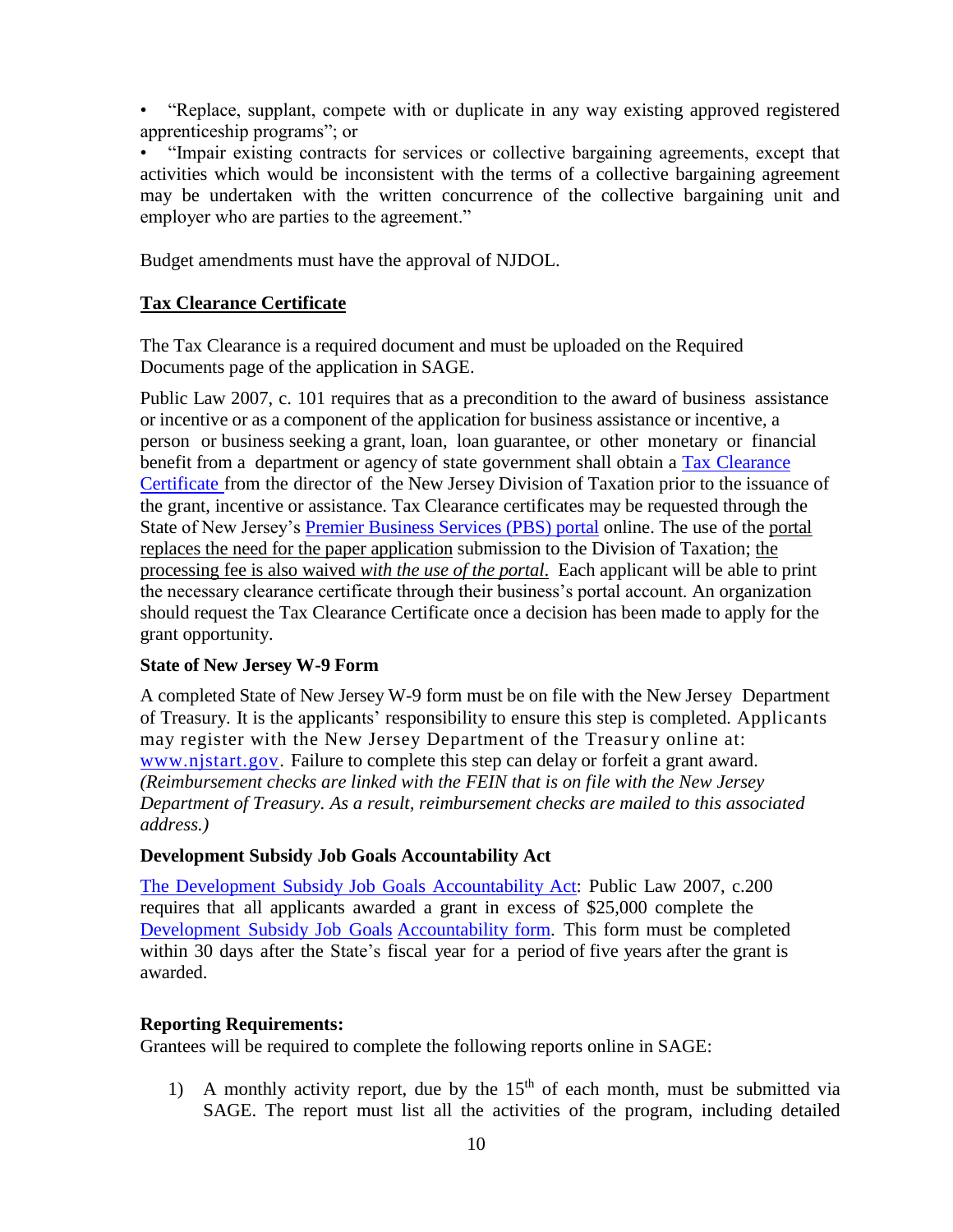- "Replace, supplant, compete with or duplicate in any way existing approved registered apprenticeship programs"; or
- "Impair existing contracts for services or collective bargaining agreements, except that activities which would be inconsistent with the terms of a collective bargaining agreement may be undertaken with the written concurrence of the collective bargaining unit and employer who are parties to the agreement."

Budget amendments must have the approval of NJDOL.

**Tax Clearance Certificate**

The Tax Clearance is a required document and must be uploaded on the Required Documents page of the application in SAGE.

Public Law 2007, c. 101 requires that as a precondition to the award of business assistance or incentive or as a component of the application for business assistance or incentive, a person or business seeking a grant, loan, loan guarantee, or other monetary or financial benefit from a department or agency of state government shall obtain a Tax Clearance Certificate from the director of the New Jersey Division of Taxation prior to the issuance of the grant, incentive or assistance. Tax Clearance certificates may be requested through the State of New Jersey's Premier Business Services (PBS) portal online. The use of the portal replaces the need for the paper application submission to the Division of Taxation; the processing fee is also waived *with the use of the portal.* Each applicant will be able to print the necessary clearance certificate through their business's portal account. An organization should request the Tax Clearance Certificate once a decision has been made to apply for the grant opportunity.

**State of New Jersey W-9 Form**

A completed State of New Jersey W-9 form must be on file with the New Jersey Department of Treasury. It is the applicants' responsibility to ensure this step is completed. Applicants may register with the New Jersey Department of the Treasury online at: www.njstart.gov. Failure to complete this step can delay or forfeit a grant award. *(Reimbursement checks are linked with the FEIN that is on file with the New Jersey Department of Treasury. As a result, reimbursement checks are mailed to this associated address.)*

**Development Subsidy Job Goals Accountability Act**

The Development Subsidy Job Goals Accountability Act: Public Law 2007, c.200 requires that all applicants awarded a grant in excess of $25,000 complete the Development Subsidy Job Goals Accountability form. This form must be completed within 30 days after the State's fiscal year for a period of five years after the grant is awarded.

**Reporting Requirements:**

Grantees will be required to complete the following reports online in SAGE:

1) A monthly activity report, due by the 15th of each month, must be submitted via SAGE. The report must list all the activities of the program, including detailed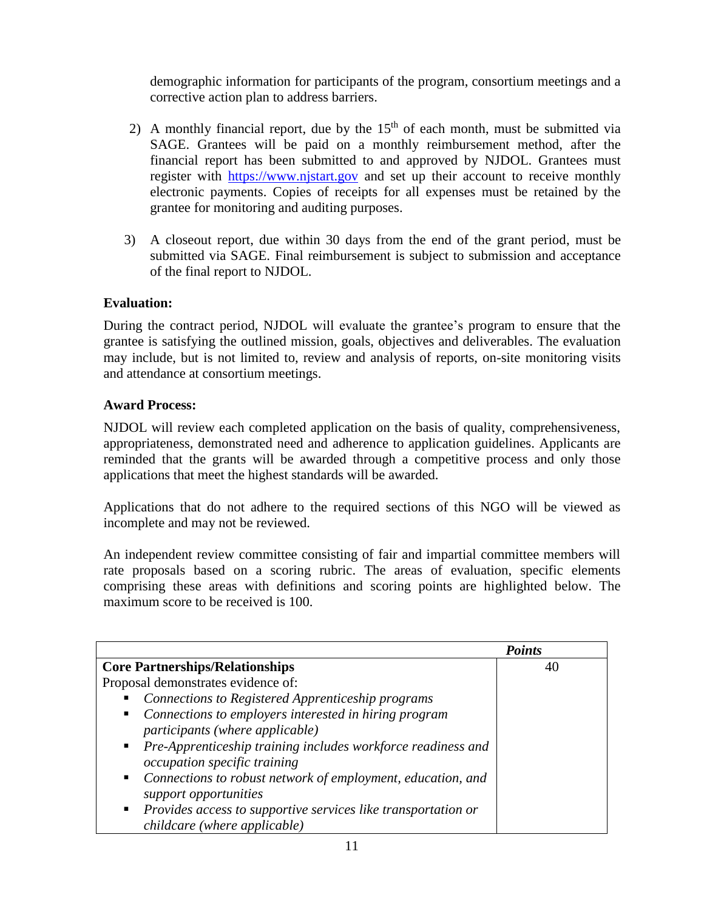demographic information for participants of the program, consortium meetings and a corrective action plan to address barriers.

2) A monthly financial report, due by the 15th of each month, must be submitted via SAGE. Grantees will be paid on a monthly reimbursement method, after the financial report has been submitted to and approved by NJDOL. Grantees must register with [https://www.njstart.gov](https://www.njstart.gov) and set up their account to receive monthly electronic payments. Copies of receipts for all expenses must be retained by the grantee for monitoring and auditing purposes.

3) A closeout report, due within 30 days from the end of the grant period, must be submitted via SAGE. Final reimbursement is subject to submission and acceptance of the final report to NJDOL.

**Evaluation:**

During the contract period, NJDOL will evaluate the grantee's program to ensure that the grantee is satisfying the outlined mission, goals, objectives and deliverables. The evaluation may include, but is not limited to, review and analysis of reports, on-site monitoring visits and attendance at consortium meetings.

**Award Process:**

NJDOL will review each completed application on the basis of quality, comprehensiveness, appropriateness, demonstrated need and adherence to application guidelines. Applicants are reminded that the grants will be awarded through a competitive process and only those applications that meet the highest standards will be awarded.

Applications that do not adhere to the required sections of this NGO will be viewed as incomplete and may not be reviewed.

An independent review committee consisting of fair and impartial committee members will rate proposals based on a scoring rubric. The areas of evaluation, specific elements comprising these areas with definitions and scoring points are highlighted below. The maximum score to be received is 100.

| | ***Points*** |
|---|---|
| **Core Partnerships/Relationships**<br>Proposal demonstrates evidence of:<br>▪ *Connections to Registered Apprenticeship programs*<br>▪ *Connections to employers interested in hiring program participants (where applicable)*<br>▪ *Pre-Apprenticeship training includes workforce readiness and occupation specific training*<br>▪ *Connections to robust network of employment, education, and support opportunities*<br>▪ *Provides access to supportive services like transportation or childcare (where applicable)* | 40 |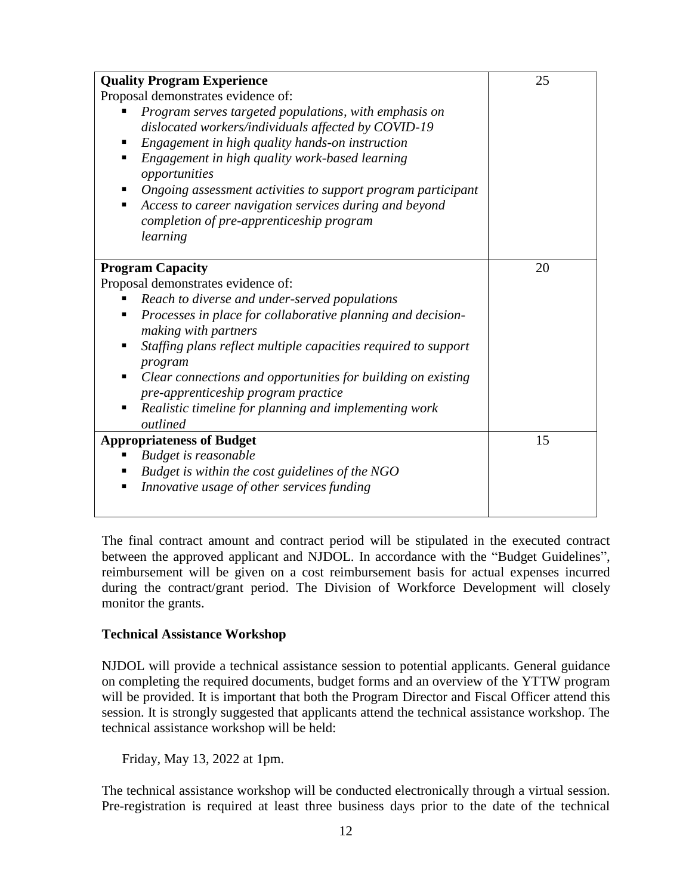| **Quality Program Experience**<br>Proposal demonstrates evidence of:<br>▪ *Program serves targeted populations, with emphasis on dislocated workers/individuals affected by COVID-19*<br>▪ *Engagement in high quality hands-on instruction*<br>▪ *Engagement in high quality work-based learning opportunities*<br>▪ *Ongoing assessment activities to support program participant*<br>▪ *Access to career navigation services during and beyond completion of pre-apprenticeship program learning* | 25 |
|---|---|
| **Program Capacity**<br>Proposal demonstrates evidence of:<br>▪ *Reach to diverse and under-served populations*<br>▪ *Processes in place for collaborative planning and decision-making with partners*<br>▪ *Staffing plans reflect multiple capacities required to support program*<br>▪ *Clear connections and opportunities for building on existing pre-apprenticeship program practice*<br>▪ *Realistic timeline for planning and implementing work outlined* | 20 |
| **Appropriateness of Budget**<br>▪ *Budget is reasonable*<br>▪ *Budget is within the cost guidelines of the NGO*<br>▪ *Innovative usage of other services funding* | 15 |

The final contract amount and contract period will be stipulated in the executed contract between the approved applicant and NJDOL. In accordance with the "Budget Guidelines", reimbursement will be given on a cost reimbursement basis for actual expenses incurred during the contract/grant period. The Division of Workforce Development will closely monitor the grants.

**Technical Assistance Workshop**

NJDOL will provide a technical assistance session to potential applicants. General guidance on completing the required documents, budget forms and an overview of the YTTW program will be provided. It is important that both the Program Director and Fiscal Officer attend this session. It is strongly suggested that applicants attend the technical assistance workshop. The technical assistance workshop will be held:

Friday, May 13, 2022 at 1pm.

The technical assistance workshop will be conducted electronically through a virtual session. Pre-registration is required at least three business days prior to the date of the technical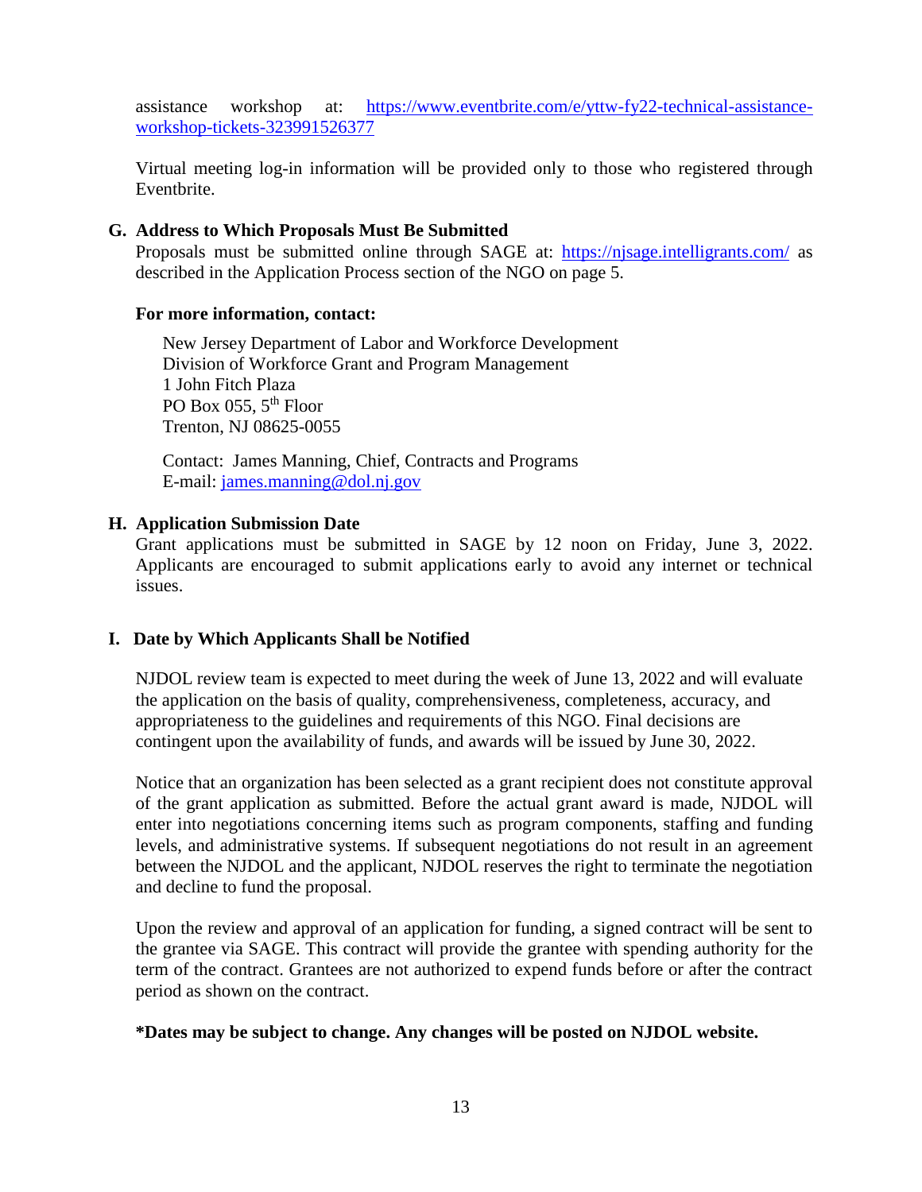assistance workshop at: https://www.eventbrite.com/e/yttw-fy22-technical-assistance-workshop-tickets-323991526377

Virtual meeting log-in information will be provided only to those who registered through Eventbrite.

**G. Address to Which Proposals Must Be Submitted**

Proposals must be submitted online through SAGE at: https://njsage.intelligrants.com/ as described in the Application Process section of the NGO on page 5.

**For more information, contact:**

New Jersey Department of Labor and Workforce Development
Division of Workforce Grant and Program Management
1 John Fitch Plaza
PO Box 055, 5th Floor
Trenton, NJ 08625-0055

Contact: James Manning, Chief, Contracts and Programs
E-mail: james.manning@dol.nj.gov

**H. Application Submission Date**

Grant applications must be submitted in SAGE by 12 noon on Friday, June 3, 2022. Applicants are encouraged to submit applications early to avoid any internet or technical issues.

**I. Date by Which Applicants Shall be Notified**

NJDOL review team is expected to meet during the week of June 13, 2022 and will evaluate the application on the basis of quality, comprehensiveness, completeness, accuracy, and appropriateness to the guidelines and requirements of this NGO. Final decisions are contingent upon the availability of funds, and awards will be issued by June 30, 2022.

Notice that an organization has been selected as a grant recipient does not constitute approval of the grant application as submitted. Before the actual grant award is made, NJDOL will enter into negotiations concerning items such as program components, staffing and funding levels, and administrative systems. If subsequent negotiations do not result in an agreement between the NJDOL and the applicant, NJDOL reserves the right to terminate the negotiation and decline to fund the proposal.

Upon the review and approval of an application for funding, a signed contract will be sent to the grantee via SAGE. This contract will provide the grantee with spending authority for the term of the contract. Grantees are not authorized to expend funds before or after the contract period as shown on the contract.

**\*Dates may be subject to change. Any changes will be posted on NJDOL website.**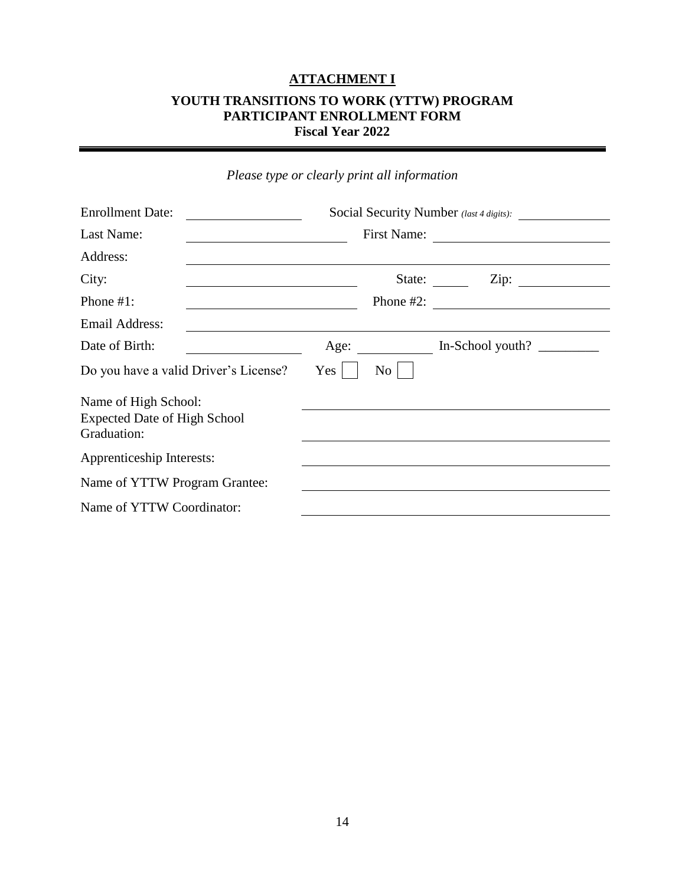**ATTACHMENT I**

**YOUTH TRANSITIONS TO WORK (YTTW) PROGRAM**
**PARTICIPANT ENROLLMENT FORM**
**Fiscal Year 2022**

---

*Please type or clearly print all information*

Enrollment Date: ______________ Social Security Number *(last 4 digits)*: ______________

Last Name: ______________ First Name: ______________

Address: ______________________________________________

City: ______________ State: ______ Zip: ______________

Phone #1: ______________ Phone #2: ______________

Email Address: ______________________________________________

Date of Birth: ______________ Age: ______________ In-School youth? _________

Do you have a valid Driver's License? Yes ☐ No ☐

Name of High School: ______________________________________________

Expected Date of High School Graduation: ______________________________________________

Apprenticeship Interests: ______________________________________________

Name of YTTW Program Grantee: ______________________________________________

Name of YTTW Coordinator: ______________________________________________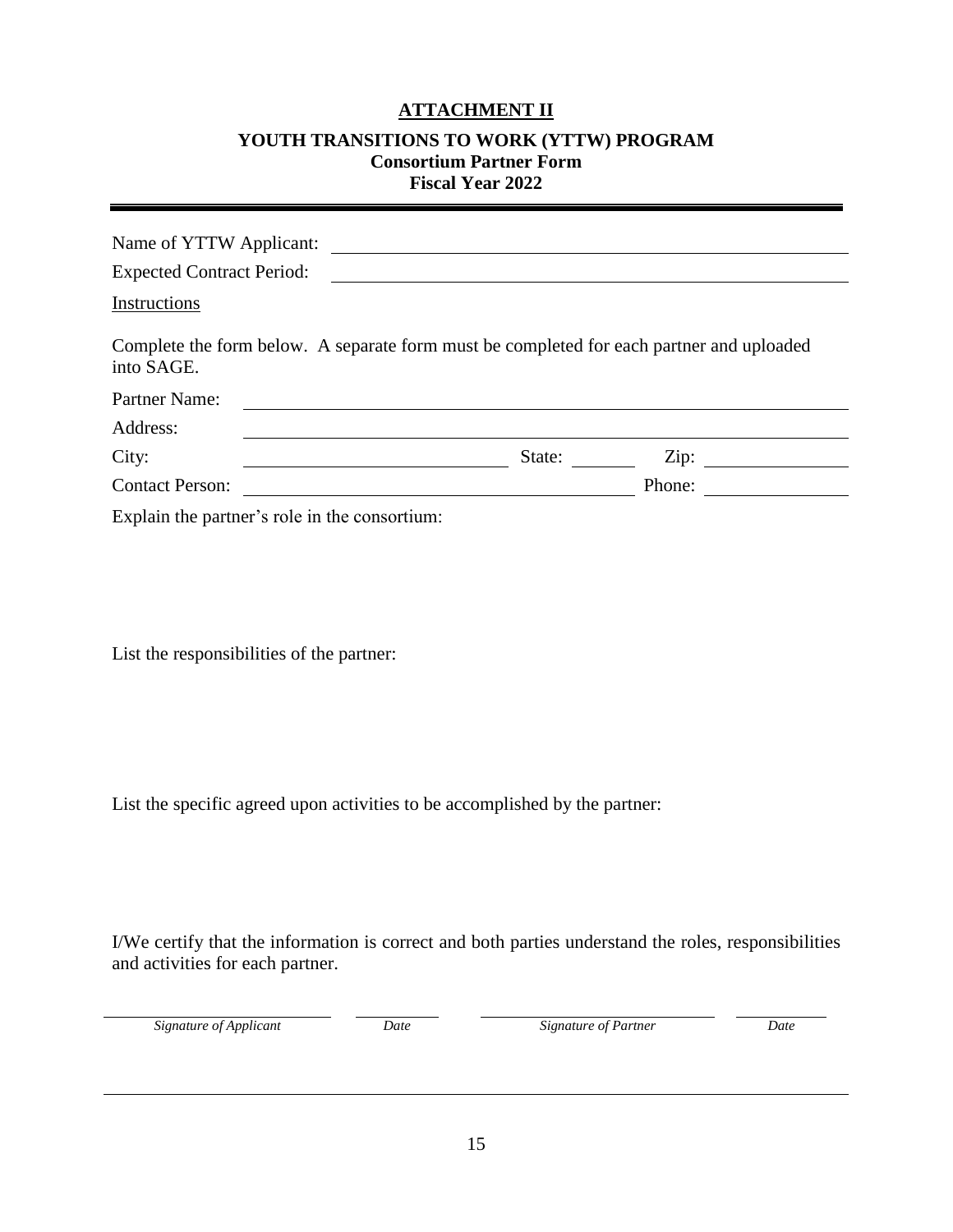## ATTACHMENT II

### YOUTH TRANSITIONS TO WORK (YTTW) PROGRAM
**Consortium Partner Form**
**Fiscal Year 2022**

---

Name of YTTW Applicant: ______________________________

Expected Contract Period: ______________________________

Instructions

Complete the form below. A separate form must be completed for each partner and uploaded into SAGE.

Partner Name: ______________________________

Address: ______________________________

City: ____________________ State: ________ Zip: ____________

Contact Person: ______________________________ Phone: ____________

Explain the partner's role in the consortium:

List the responsibilities of the partner:

List the specific agreed upon activities to be accomplished by the partner:

I/We certify that the information is correct and both parties understand the roles, responsibilities and activities for each partner.

| ____________________ | __________ | ____________________ | __________ |
|---|---|---|---|
| *Signature of Applicant* | *Date* | *Signature of Partner* | *Date* |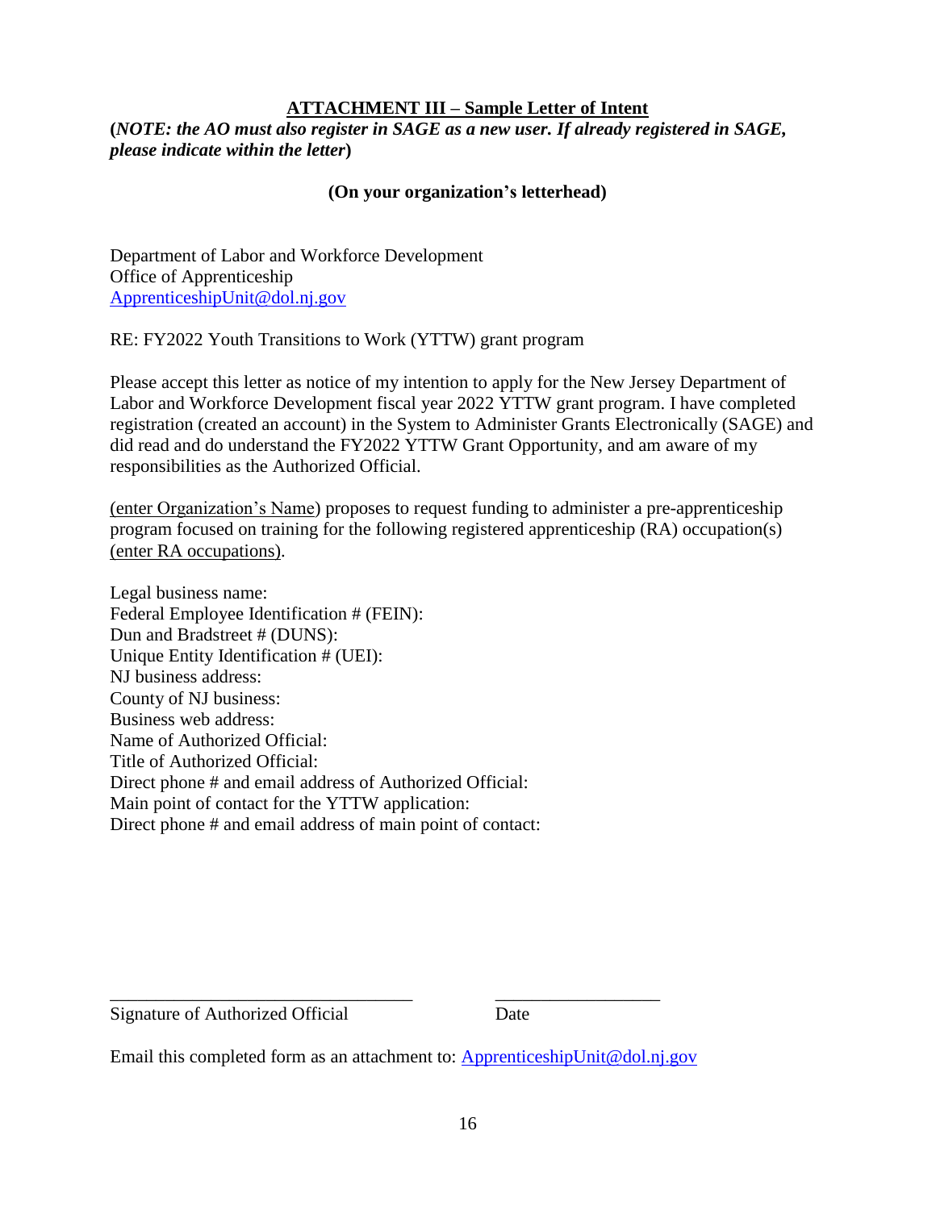## ATTACHMENT III – Sample Letter of Intent

**(*NOTE: the AO must also register in SAGE as a new user. If already registered in SAGE, please indicate within the letter*)**

**(On your organization's letterhead)**

Department of Labor and Workforce Development
Office of Apprenticeship
ApprenticeshipUnit@dol.nj.gov

RE: FY2022 Youth Transitions to Work (YTTW) grant program

Please accept this letter as notice of my intention to apply for the New Jersey Department of Labor and Workforce Development fiscal year 2022 YTTW grant program. I have completed registration (created an account) in the System to Administer Grants Electronically (SAGE) and did read and do understand the FY2022 YTTW Grant Opportunity, and am aware of my responsibilities as the Authorized Official.

<u>(enter Organization's Name</u>) proposes to request funding to administer a pre-apprenticeship program focused on training for the following registered apprenticeship (RA) occupation(s) <u>(enter RA occupations)</u>.

Legal business name:
Federal Employee Identification # (FEIN):
Dun and Bradstreet # (DUNS):
Unique Entity Identification # (UEI):
NJ business address:
County of NJ business:
Business web address:
Name of Authorized Official:
Title of Authorized Official:
Direct phone # and email address of Authorized Official:
Main point of contact for the YTTW application:
Direct phone # and email address of main point of contact:

\_\_\_\_\_\_\_\_\_\_\_\_\_\_\_\_\_\_\_\_\_\_\_\_\_\_\_\_\_\_\_\_\_\_ \_\_\_\_\_\_\_\_\_\_\_\_\_\_\_\_\_\_
Signature of Authorized Official Date

Email this completed form as an attachment to: ApprenticeshipUnit@dol.nj.gov